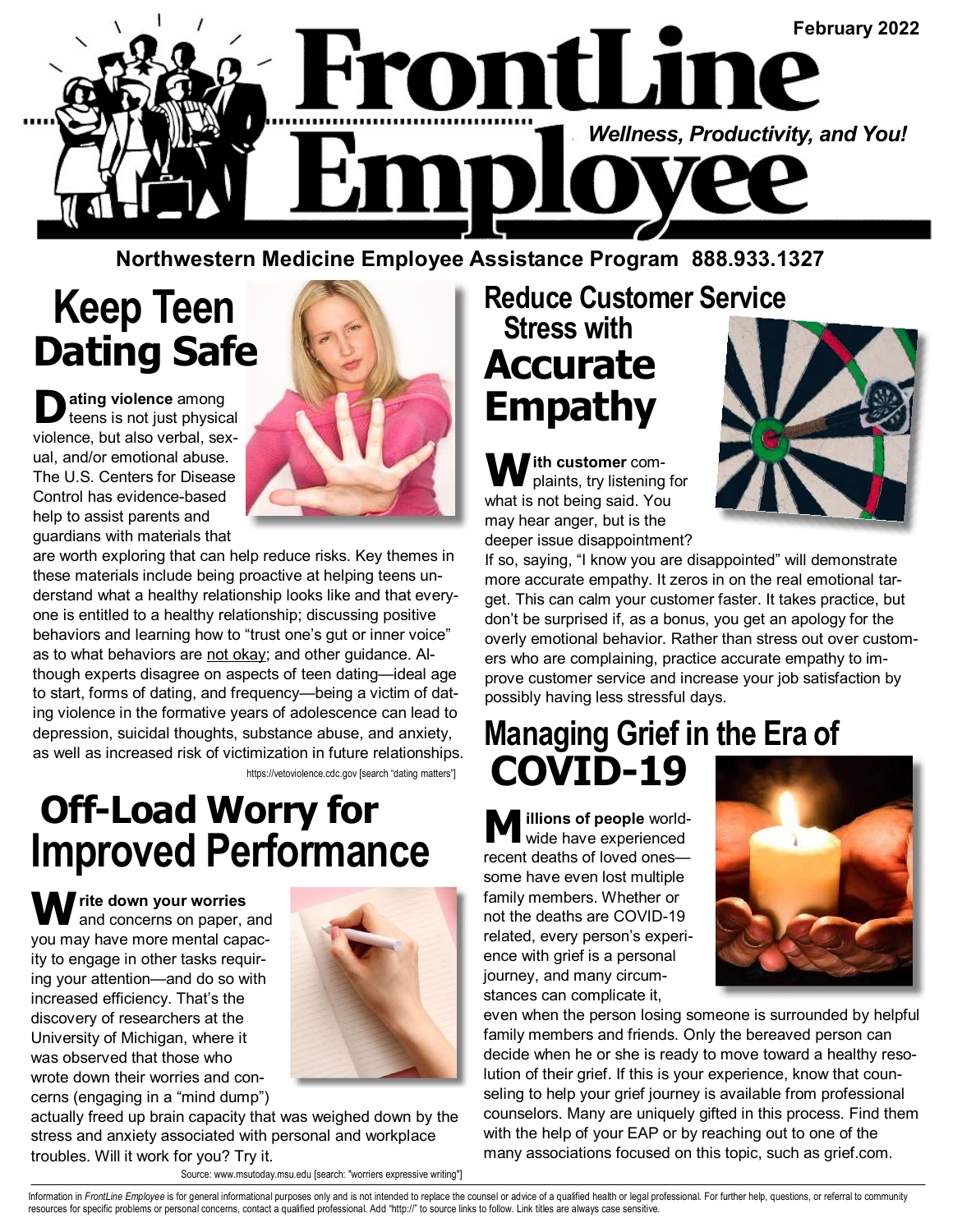February 2022

# FrontLine Employee

*Wellness, Productivity, and You!*

**Northwestern Medicine Employee Assistance Program 888.933.1327**

## Keep Teen Dating Safe

**Dating violence** among teens is not just physical violence, but also verbal, sexual, and/or emotional abuse. The U.S. Centers for Disease Control has evidence-based help to assist parents and guardians with materials that are worth exploring that can help reduce risks. Key themes in these materials include being proactive at helping teens understand what a healthy relationship looks like and that everyone is entitled to a healthy relationship; discussing positive behaviors and learning how to "trust one's gut or inner voice" as to what behaviors are not okay; and other guidance. Although experts disagree on aspects of teen dating—ideal age to start, forms of dating, and frequency—being a victim of dating violence in the formative years of adolescence can lead to depression, suicidal thoughts, substance abuse, and anxiety, as well as increased risk of victimization in future relationships.

https://vetoviolence.cdc.gov [search "dating matters"]

## Off-Load Worry for Improved Performance

**Write down your worries** and concerns on paper, and you may have more mental capacity to engage in other tasks requiring your attention—and do so with increased efficiency. That's the discovery of researchers at the University of Michigan, where it was observed that those who wrote down their worries and concerns (engaging in a "mind dump") actually freed up brain capacity that was weighed down by the stress and anxiety associated with personal and workplace troubles. Will it work for you? Try it.

Source: www.msutoday.msu.edu [search: "worriers expressive writing"]

## Reduce Customer Service Stress with Accurate Empathy

**With customer** complaints, try listening for what is not being said. You may hear anger, but is the deeper issue disappointment? If so, saying, "I know you are disappointed" will demonstrate more accurate empathy. It zeros in on the real emotional target. This can calm your customer faster. It takes practice, but don't be surprised if, as a bonus, you get an apology for the overly emotional behavior. Rather than stress out over customers who are complaining, practice accurate empathy to improve customer service and increase your job satisfaction by possibly having less stressful days.

## Managing Grief in the Era of COVID-19

**Millions of people** worldwide have experienced recent deaths of loved ones—some have even lost multiple family members. Whether or not the deaths are COVID-19 related, every person's experience with grief is a personal journey, and many circumstances can complicate it, even when the person losing someone is surrounded by helpful family members and friends. Only the bereaved person can decide when he or she is ready to move toward a healthy resolution of their grief. If this is your experience, know that counseling to help your grief journey is available from professional counselors. Many are uniquely gifted in this process. Find them with the help of your EAP or by reaching out to one of the many associations focused on this topic, such as grief.com.

Information in *FrontLine Employee* is for general informational purposes only and is not intended to replace the counsel or advice of a qualified health or legal professional. For further help, questions, or referral to community resources for specific problems or personal concerns, contact a qualified professional. Add "http://" to source links to follow. Link titles are always case sensitive.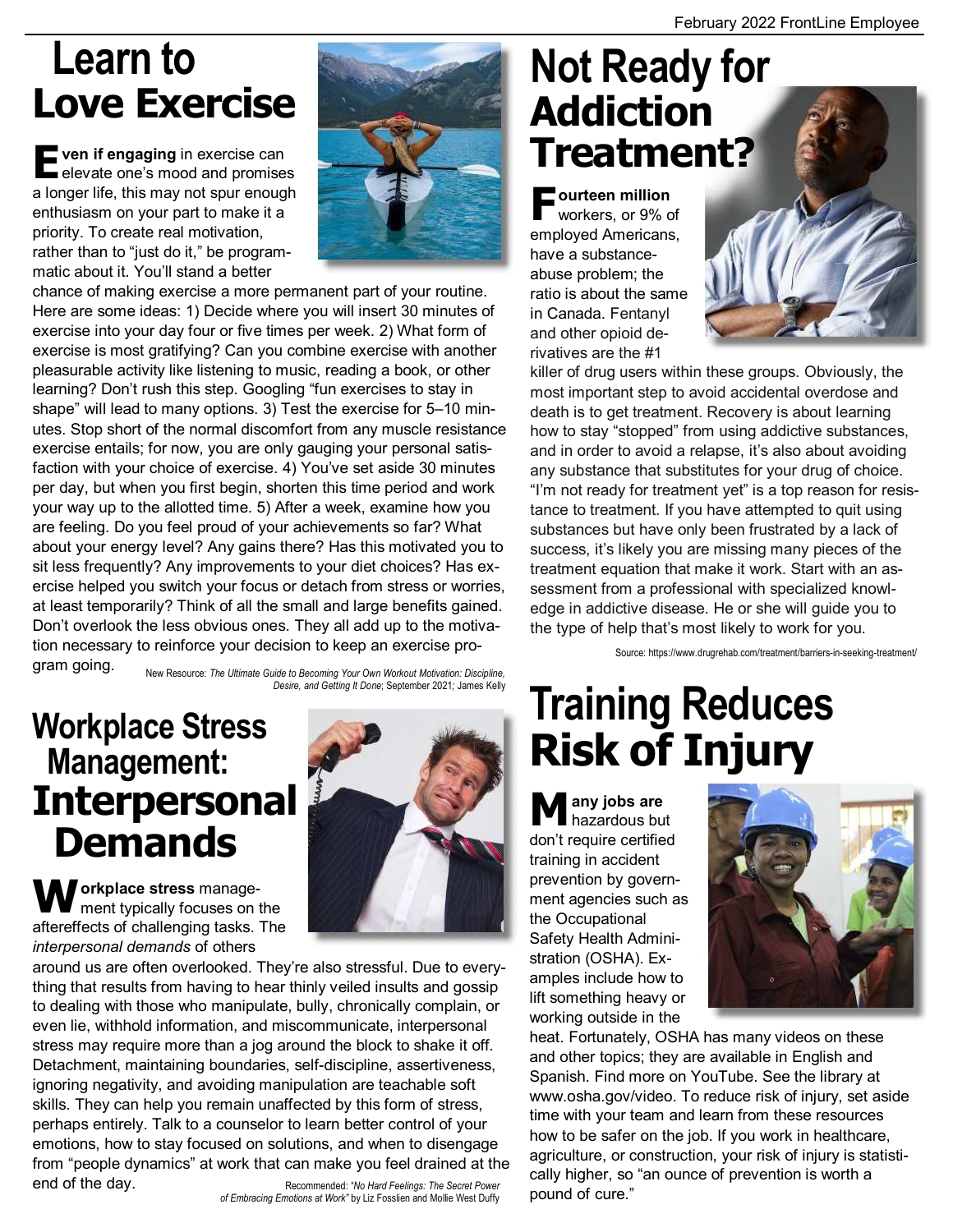# Learn to Love Exercise

**Even if engaging** in exercise can elevate one's mood and promises a longer life, this may not spur enough enthusiasm on your part to make it a priority. To create real motivation, rather than to "just do it," be programmatic about it. You'll stand a better chance of making exercise a more permanent part of your routine. Here are some ideas: 1) Decide where you will insert 30 minutes of exercise into your day four or five times per week. 2) What form of exercise is most gratifying? Can you combine exercise with another pleasurable activity like listening to music, reading a book, or other learning? Don't rush this step. Googling "fun exercises to stay in shape" will lead to many options. 3) Test the exercise for 5–10 minutes. Stop short of the normal discomfort from any muscle resistance exercise entails; for now, you are only gauging your personal satisfaction with your choice of exercise. 4) You've set aside 30 minutes per day, but when you first begin, shorten this time period and work your way up to the allotted time. 5) After a week, examine how you are feeling. Do you feel proud of your achievements so far? What about your energy level? Any gains there? Has this motivated you to sit less frequently? Any improvements to your diet choices? Has exercise helped you switch your focus or detach from stress or worries, at least temporarily? Think of all the small and large benefits gained. Don't overlook the less obvious ones. They all add up to the motivation necessary to reinforce your decision to keep an exercise program going.

New Resource: *The Ultimate Guide to Becoming Your Own Workout Motivation: Discipline, Desire, and Getting It Done*; September 2021; James Kelly

# Workplace Stress Management: Interpersonal Demands

**Workplace stress** management typically focuses on the aftereffects of challenging tasks. The *interpersonal demands* of others around us are often overlooked. They're also stressful. Due to everything that results from having to hear thinly veiled insults and gossip to dealing with those who manipulate, bully, chronically complain, or even lie, withhold information, and miscommunicate, interpersonal stress may require more than a jog around the block to shake it off. Detachment, maintaining boundaries, self-discipline, assertiveness, ignoring negativity, and avoiding manipulation are teachable soft skills. They can help you remain unaffected by this form of stress, perhaps entirely. Talk to a counselor to learn better control of your emotions, how to stay focused on solutions, and when to disengage from "people dynamics" at work that can make you feel drained at the end of the day.

Recommended: *"No Hard Feelings: The Secret Power of Embracing Emotions at Work"* by Liz Fosslien and Mollie West Duffy

# Not Ready for Addiction Treatment?

**Fourteen million** workers, or 9% of employed Americans, have a substance-abuse problem; the ratio is about the same in Canada. Fentanyl and other opioid derivatives are the #1 killer of drug users within these groups. Obviously, the most important step to avoid accidental overdose and death is to get treatment. Recovery is about learning how to stay "stopped" from using addictive substances, and in order to avoid a relapse, it's also about avoiding any substance that substitutes for your drug of choice. "I'm not ready for treatment yet" is a top reason for resistance to treatment. If you have attempted to quit using substances but have only been frustrated by a lack of success, it's likely you are missing many pieces of the treatment equation that make it work. Start with an assessment from a professional with specialized knowledge in addictive disease. He or she will guide you to the type of help that's most likely to work for you.

Source: https://www.drugrehab.com/treatment/barriers-in-seeking-treatment/

# Training Reduces Risk of Injury

**Many jobs are** hazardous but don't require certified training in accident prevention by government agencies such as the Occupational Safety Health Administration (OSHA). Examples include how to lift something heavy or working outside in the heat. Fortunately, OSHA has many videos on these and other topics; they are available in English and Spanish. Find more on YouTube. See the library at www.osha.gov/video. To reduce risk of injury, set aside time with your team and learn from these resources how to be safer on the job. If you work in healthcare, agriculture, or construction, your risk of injury is statistically higher, so "an ounce of prevention is worth a pound of cure."